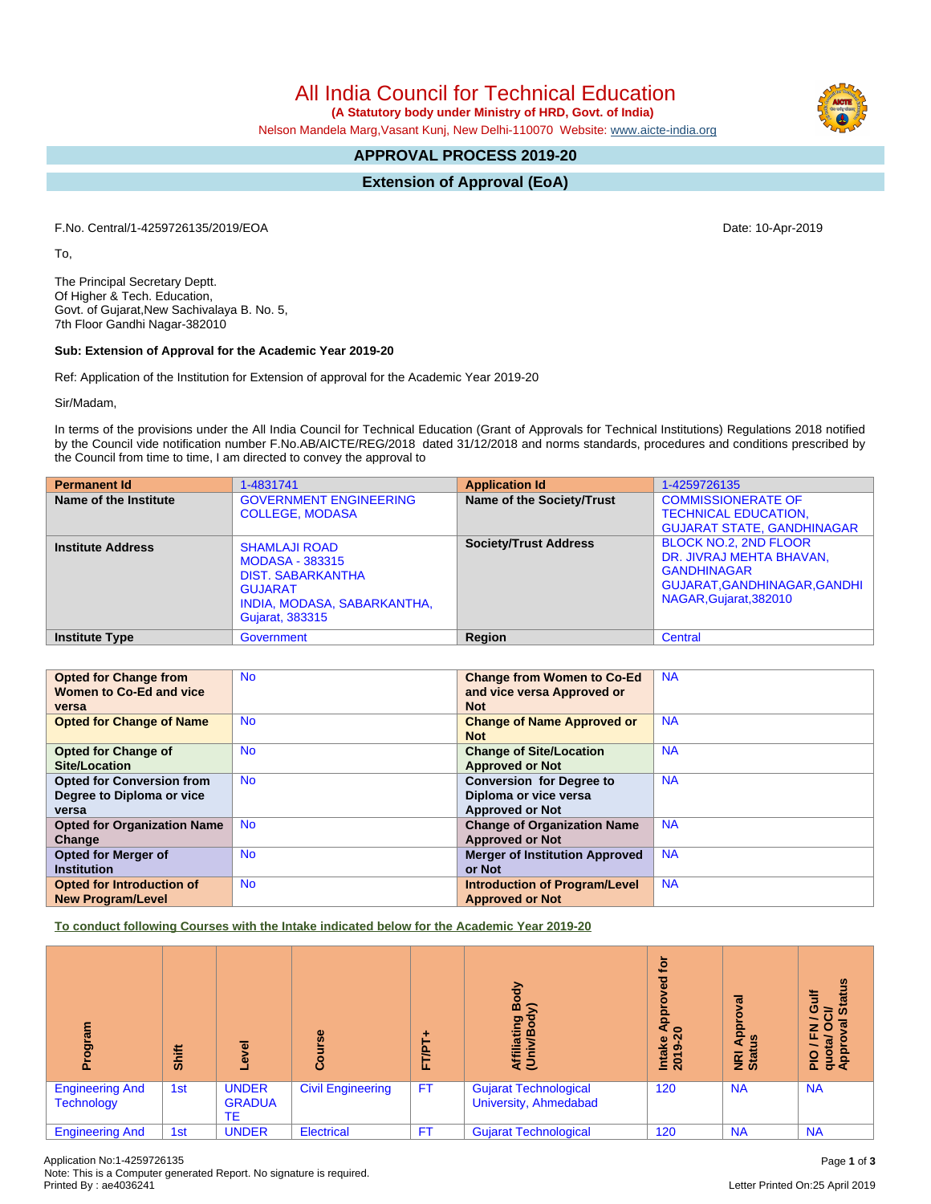# All India Council for Technical Education

**(A Statutory body under Ministry of HRD, Govt. of India)**

Nelson Mandela Marg,Vasant Kunj, New Delhi-110070 Website: www.aicte-india.org

## APPROVAL PROCESS 2019-20

## Extension of Approval (EoA)

F.No. Central/1-4259726135/2019/EOA

Date: 10-Apr-2019

To,

The Principal Secretary Deptt.
Of Higher & Tech. Education,
Govt. of Gujarat,New Sachivalaya B. No. 5,
7th Floor Gandhi Nagar-382010

**Sub: Extension of Approval for the Academic Year 2019-20**

Ref: Application of the Institution for Extension of approval for the Academic Year 2019-20

Sir/Madam,

In terms of the provisions under the All India Council for Technical Education (Grant of Approvals for Technical Institutions) Regulations 2018 notified by the Council vide notification number F.No.AB/AICTE/REG/2018 dated 31/12/2018 and norms standards, procedures and conditions prescribed by the Council from time to time, I am directed to convey the approval to

| **Permanent Id** | 1-4831741 | **Application Id** | 1-4259726135 |
|---|---|---|---|
| **Name of the Institute** | GOVERNMENT ENGINEERING COLLEGE, MODASA | **Name of the Society/Trust** | COMMISSIONERATE OF TECHNICAL EDUCATION, GUJARAT STATE, GANDHINAGAR |
| **Institute Address** | SHAMLAJI ROAD MODASA - 383315 DIST. SABARKANTHA GUJARAT INDIA, MODASA, SABARKANTHA, Gujarat, 383315 | **Society/Trust Address** | BLOCK NO.2, 2ND FLOOR DR. JIVRAJ MEHTA BHAVAN, GANDHINAGAR GUJARAT,GANDHINAGAR,GANDHINAGAR,Gujarat,382010 |
| **Institute Type** | Government | **Region** | Central |

| **Opted for Change from Women to Co-Ed and vice versa** | No | **Change from Women to Co-Ed and vice versa Approved or Not** | NA |
|---|---|---|---|
| **Opted for Change of Name** | No | **Change of Name Approved or Not** | NA |
| **Opted for Change of Site/Location** | No | **Change of Site/Location Approved or Not** | NA |
| **Opted for Conversion from Degree to Diploma or vice versa** | No | **Conversion for Degree to Diploma or vice versa Approved or Not** | NA |
| **Opted for Organization Name Change** | No | **Change of Organization Name Approved or Not** | NA |
| **Opted for Merger of Institution** | No | **Merger of Institution Approved or Not** | NA |
| **Opted for Introduction of New Program/Level** | No | **Introduction of Program/Level Approved or Not** | NA |

**To conduct following Courses with the Intake indicated below for the Academic Year 2019-20**

| Program | Shift | Level | Course | FT/PT+ | Affiliating Body (Univ/Body) | Intake Approved for 2019-20 | NRI Approval Status | PIO / FN / Gulf quota/ OCI/ Approval Status |
|---|---|---|---|---|---|---|---|---|
| Engineering And Technology | 1st | UNDER GRADUATE | Civil Engineering | FT | Gujarat Technological University, Ahmedabad | 120 | NA | NA |
| Engineering And | 1st | UNDER | Electrical | FT | Gujarat Technological | 120 | NA | NA |

Application No:1-4259726135
Note: This is a Computer generated Report. No signature is required.
Printed By : ae4036241

Letter Printed On:25 April 2019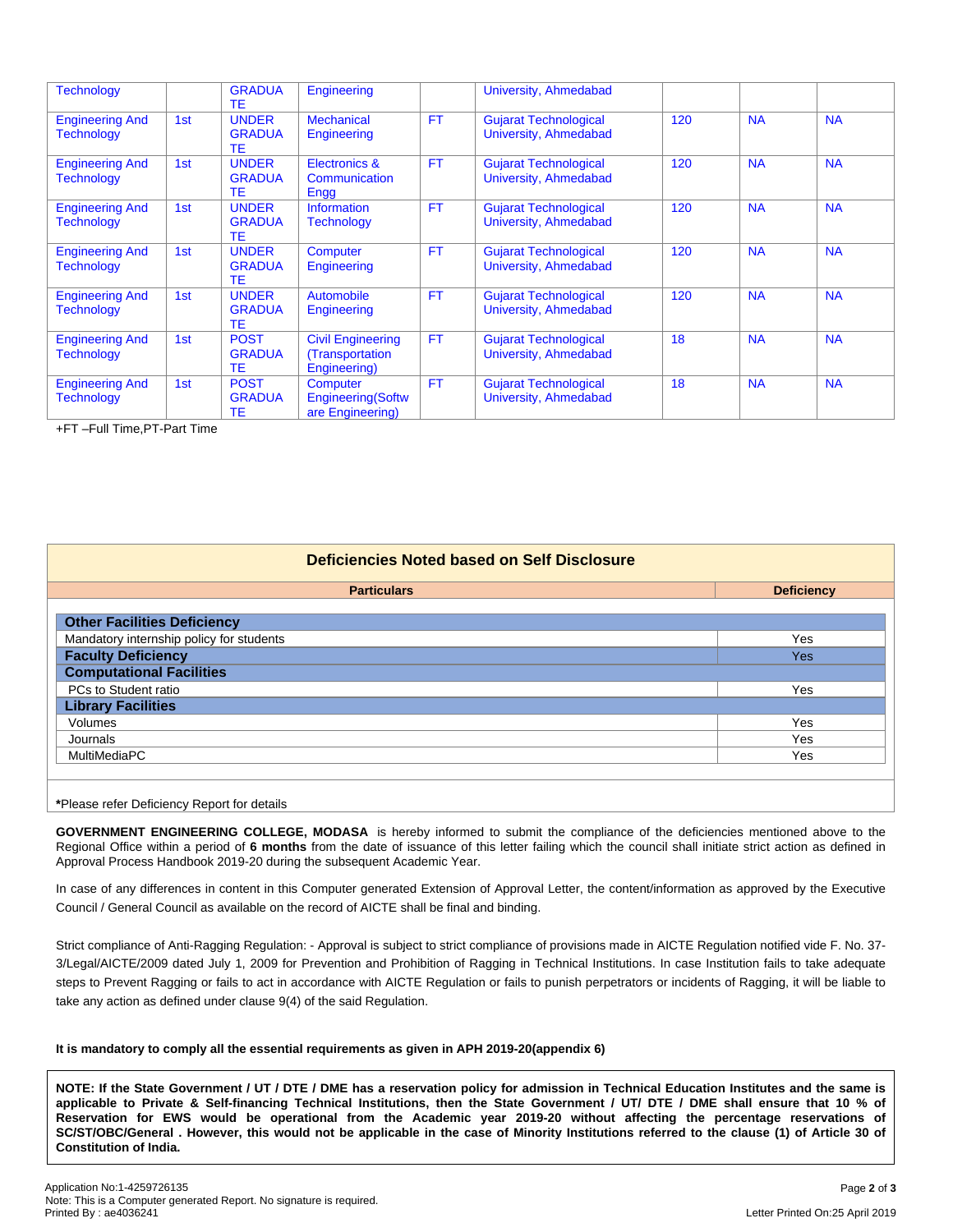| | | | | | | | | |
|---|---|---|---|---|---|---|---|---|
| Technology | | GRADUATE | Engineering | | University, Ahmedabad | | | |
| Engineering And Technology | 1st | UNDER GRADUATE | Mechanical Engineering | FT | Gujarat Technological University, Ahmedabad | 120 | NA | NA |
| Engineering And Technology | 1st | UNDER GRADUATE | Electronics & Communication Engg | FT | Gujarat Technological University, Ahmedabad | 120 | NA | NA |
| Engineering And Technology | 1st | UNDER GRADUATE | Information Technology | FT | Gujarat Technological University, Ahmedabad | 120 | NA | NA |
| Engineering And Technology | 1st | UNDER GRADUATE | Computer Engineering | FT | Gujarat Technological University, Ahmedabad | 120 | NA | NA |
| Engineering And Technology | 1st | UNDER GRADUATE | Automobile Engineering | FT | Gujarat Technological University, Ahmedabad | 120 | NA | NA |
| Engineering And Technology | 1st | POST GRADUATE | Civil Engineering (Transportation Engineering) | FT | Gujarat Technological University, Ahmedabad | 18 | NA | NA |
| Engineering And Technology | 1st | POST GRADUATE | Computer Engineering(Software Engineering) | FT | Gujarat Technological University, Ahmedabad | 18 | NA | NA |

+FT –Full Time,PT-Part Time

## Deficiencies Noted based on Self Disclosure

| Particulars | Deficiency |
|---|---|
| **Other Facilities Deficiency** | |
| Mandatory internship policy for students | Yes |
| **Faculty Deficiency** | Yes |
| **Computational Facilities** | |
| PCs to Student ratio | Yes |
| **Library Facilities** | |
| Volumes | Yes |
| Journals | Yes |
| MultiMediaPC | Yes |

***Please refer Deficiency Report for details**

**GOVERNMENT ENGINEERING COLLEGE, MODASA** is hereby informed to submit the compliance of the deficiencies mentioned above to the Regional Office within a period of **6 months** from the date of issuance of this letter failing which the council shall initiate strict action as defined in Approval Process Handbook 2019-20 during the subsequent Academic Year.

In case of any differences in content in this Computer generated Extension of Approval Letter, the content/information as approved by the Executive Council / General Council as available on the record of AICTE shall be final and binding.

Strict compliance of Anti-Ragging Regulation: - Approval is subject to strict compliance of provisions made in AICTE Regulation notified vide F. No. 37-3/Legal/AICTE/2009 dated July 1, 2009 for Prevention and Prohibition of Ragging in Technical Institutions. In case Institution fails to take adequate steps to Prevent Ragging or fails to act in accordance with AICTE Regulation or fails to punish perpetrators or incidents of Ragging, it will be liable to take any action as defined under clause 9(4) of the said Regulation.

**It is mandatory to comply all the essential requirements as given in APH 2019-20(appendix 6)**

**NOTE: If the State Government / UT / DTE / DME has a reservation policy for admission in Technical Education Institutes and the same is applicable to Private & Self-financing Technical Institutions, then the State Government / UT/ DTE / DME shall ensure that 10 % of Reservation for EWS would be operational from the Academic year 2019-20 without affecting the percentage reservations of SC/ST/OBC/General . However, this would not be applicable in the case of Minority Institutions referred to the clause (1) of Article 30 of Constitution of India.**

Application No:1-4259726135
Note: This is a Computer generated Report. No signature is required.
Printed By : ae4036241

Letter Printed On:25 April 2019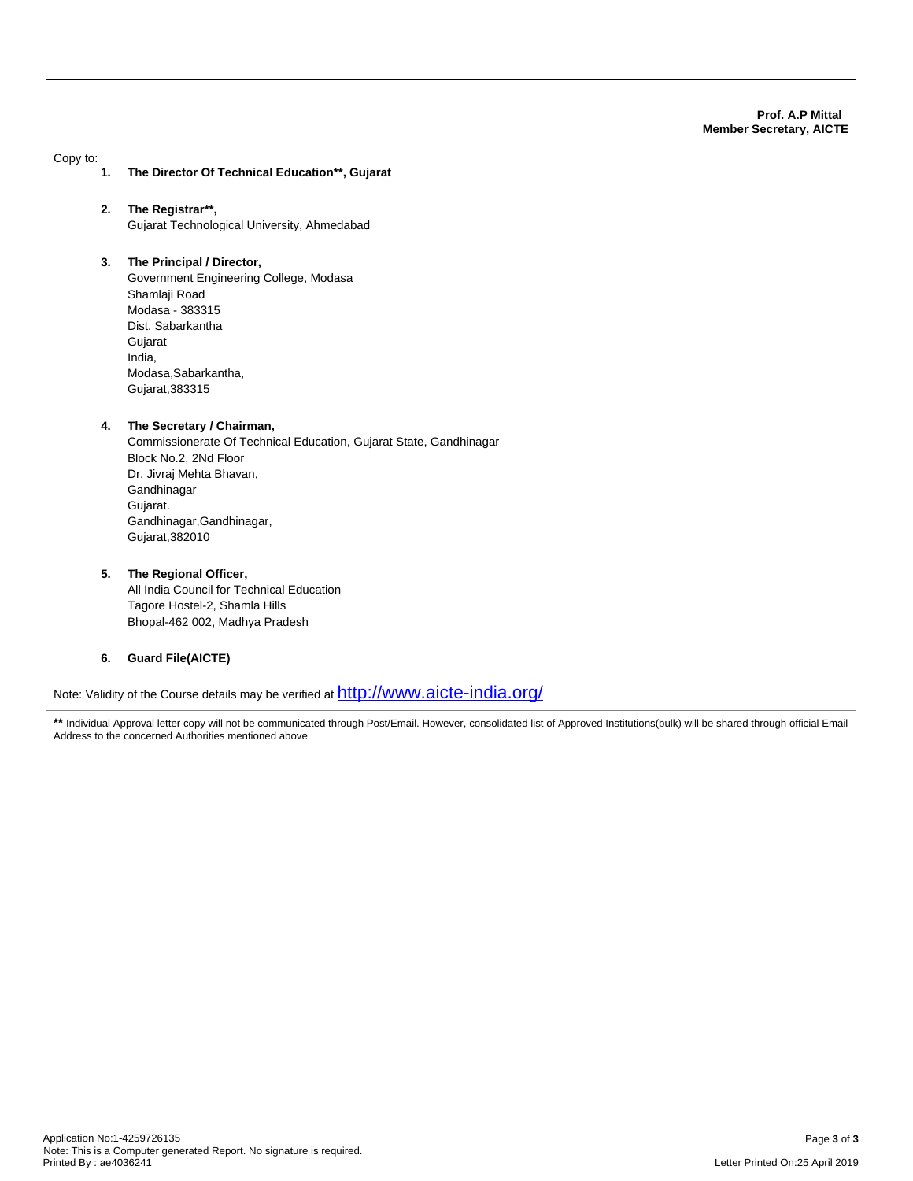**Prof. A.P Mittal**
**Member Secretary, AICTE**

Copy to:

1. **The Director Of Technical Education**, Gujarat**

2. **The Registrar**,**
   Gujarat Technological University, Ahmedabad

3. **The Principal / Director,**
   Government Engineering College, Modasa
   Shamlaji Road
   Modasa - 383315
   Dist. Sabarkantha
   Gujarat
   India,
   Modasa,Sabarkantha,
   Gujarat,383315

4. **The Secretary / Chairman,**
   Commissionerate Of Technical Education, Gujarat State, Gandhinagar
   Block No.2, 2Nd Floor
   Dr. Jivraj Mehta Bhavan,
   Gandhinagar
   Gujarat.
   Gandhinagar,Gandhinagar,
   Gujarat,382010

5. **The Regional Officer,**
   All India Council for Technical Education
   Tagore Hostel-2, Shamla Hills
   Bhopal-462 002, Madhya Pradesh

6. **Guard File(AICTE)**

Note: Validity of the Course details may be verified at http://www.aicte-india.org/

**\*\*** Individual Approval letter copy will not be communicated through Post/Email. However, consolidated list of Approved Institutions(bulk) will be shared through official Email Address to the concerned Authorities mentioned above.

Application No:1-4259726135
Note: This is a Computer generated Report. No signature is required.
Printed By : ae4036241

Letter Printed On:25 April 2019